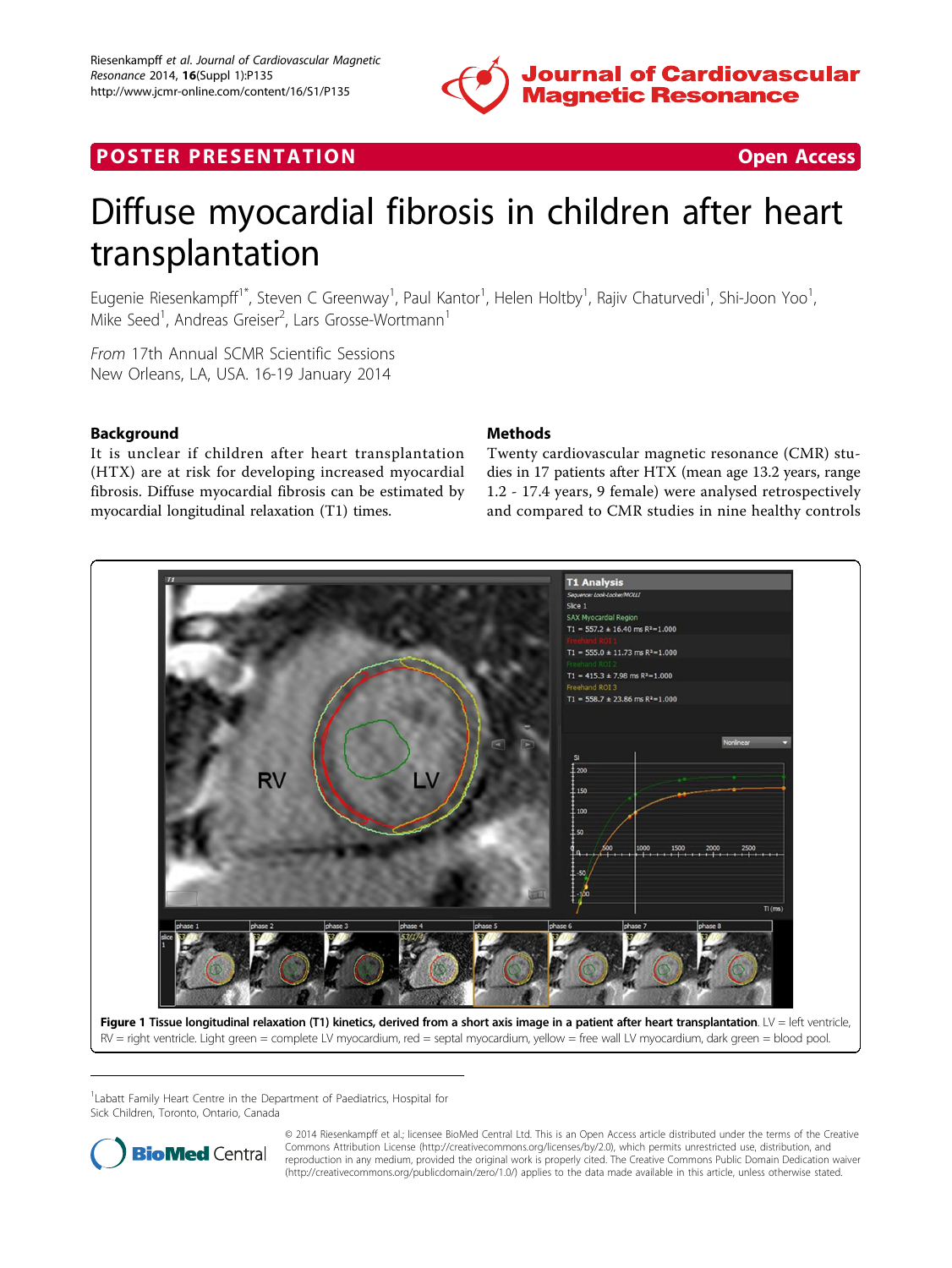POSTER PRESENTATION — Open Access

# Diffuse myocardial fibrosis in children after heart transplantation

Eugenie Riesenkampff[1*], Steven C Greenway[1], Paul Kantor[1], Helen Holtby[1], Rajiv Chaturvedi[1], Shi-Joon Yoo[1], Mike Seed[1], Andreas Greiser[2], Lars Grosse-Wortmann[1]

*From* 17th Annual SCMR Scientific Sessions
New Orleans, LA, USA. 16-19 January 2014

## Background

It is unclear if children after heart transplantation (HTX) are at risk for developing increased myocardial fibrosis. Diffuse myocardial fibrosis can be estimated by myocardial longitudinal relaxation (T1) times.

## Methods

Twenty cardiovascular magnetic resonance (CMR) studies in 17 patients after HTX (mean age 13.2 years, range 1.2 - 17.4 years, 9 female) were analysed retrospectively and compared to CMR studies in nine healthy controls

**Figure 1 Tissue longitudinal relaxation (T1) kinetics, derived from a short axis image in a patient after heart transplantation**. LV = left ventricle, RV = right ventricle. Light green = complete LV myocardium, red = septal myocardium, yellow = free wall LV myocardium, dark green = blood pool.

[1]Labatt Family Heart Centre in the Department of Paediatrics, Hospital for Sick Children, Toronto, Ontario, Canada

© 2014 Riesenkampff et al.; licensee BioMed Central Ltd. This is an Open Access article distributed under the terms of the Creative Commons Attribution License (http://creativecommons.org/licenses/by/2.0), which permits unrestricted use, distribution, and reproduction in any medium, provided the original work is properly cited. The Creative Commons Public Domain Dedication waiver (http://creativecommons.org/publicdomain/zero/1.0/) applies to the data made available in this article, unless otherwise stated.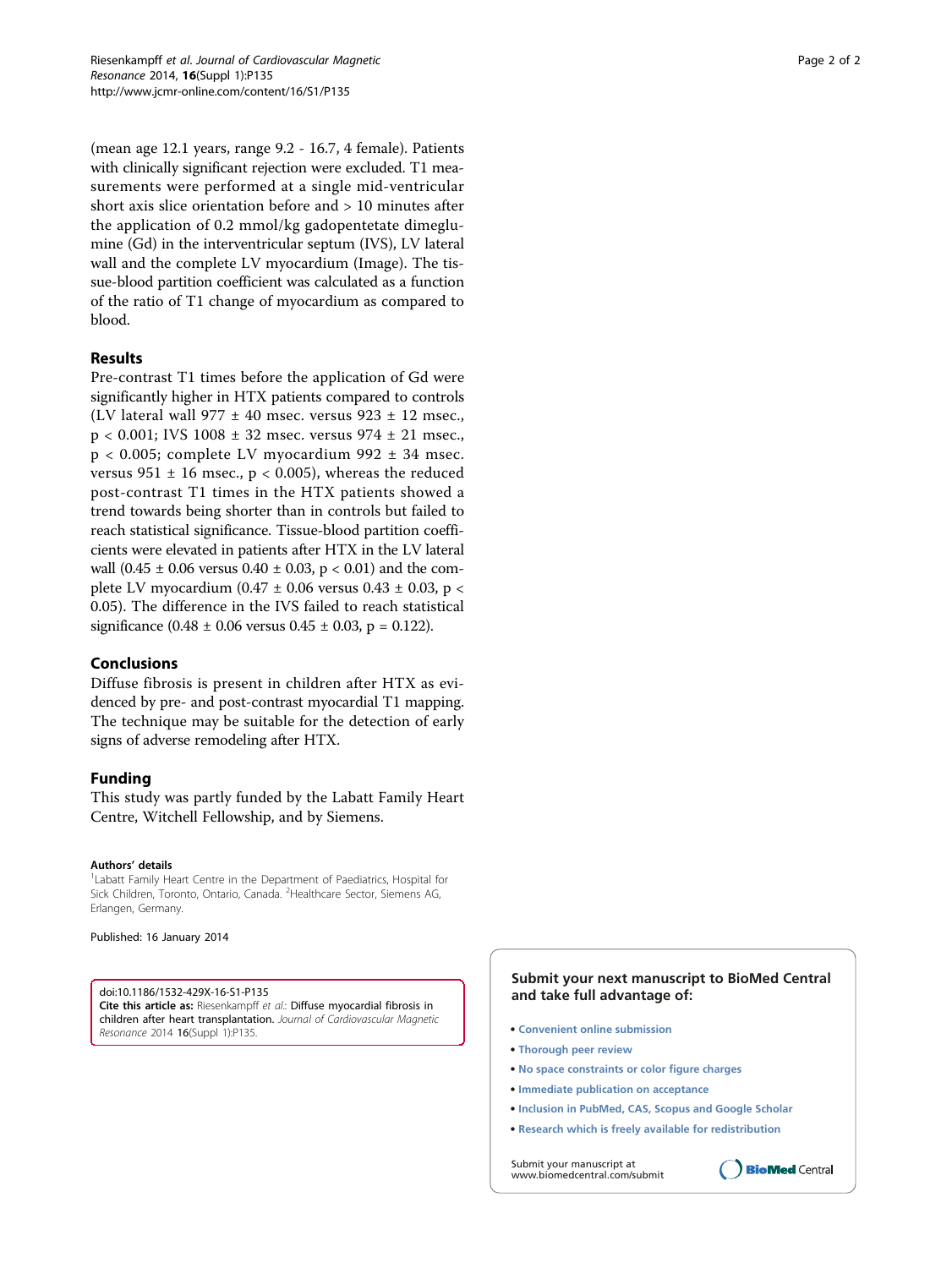(mean age 12.1 years, range 9.2 - 16.7, 4 female). Patients with clinically significant rejection were excluded. T1 measurements were performed at a single mid-ventricular short axis slice orientation before and > 10 minutes after the application of 0.2 mmol/kg gadopentetate dimeglumine (Gd) in the interventricular septum (IVS), LV lateral wall and the complete LV myocardium (Image). The tissue-blood partition coefficient was calculated as a function of the ratio of T1 change of myocardium as compared to blood.

## Results

Pre-contrast T1 times before the application of Gd were significantly higher in HTX patients compared to controls (LV lateral wall 977 ± 40 msec. versus 923 ± 12 msec., $p < 0.001$; IVS 1008 ± 32 msec. versus 974 ± 21 msec., $p < 0.005$; complete LV myocardium 992 ± 34 msec. versus 951 ± 16 msec., $p < 0.005$), whereas the reduced post-contrast T1 times in the HTX patients showed a trend towards being shorter than in controls but failed to reach statistical significance. Tissue-blood partition coefficients were elevated in patients after HTX in the LV lateral wall (0.45 ± 0.06 versus 0.40 ± 0.03, $p < 0.01$) and the complete LV myocardium (0.47 ± 0.06 versus 0.43 ± 0.03, $p < 0.05$). The difference in the IVS failed to reach statistical significance (0.48 ± 0.06 versus 0.45 ± 0.03, $p = 0.122$).

## Conclusions

Diffuse fibrosis is present in children after HTX as evidenced by pre- and post-contrast myocardial T1 mapping. The technique may be suitable for the detection of early signs of adverse remodeling after HTX.

## Funding

This study was partly funded by the Labatt Family Heart Centre, Witchell Fellowship, and by Siemens.

**Authors' details**

[1]Labatt Family Heart Centre in the Department of Paediatrics, Hospital for Sick Children, Toronto, Ontario, Canada. [2]Healthcare Sector, Siemens AG, Erlangen, Germany.

Published: 16 January 2014

doi:10.1186/1532-429X-16-S1-P135
**Cite this article as:** Riesenkampff *et al.*: Diffuse myocardial fibrosis in children after heart transplantation. *Journal of Cardiovascular Magnetic Resonance* 2014 **16**(Suppl 1):P135.

**Submit your next manuscript to BioMed Central and take full advantage of:**

- Convenient online submission
- Thorough peer review
- No space constraints or color figure charges
- Immediate publication on acceptance
- Inclusion in PubMed, CAS, Scopus and Google Scholar
- Research which is freely available for redistribution

Submit your manuscript at www.biomedcentral.com/submit

BioMed Central